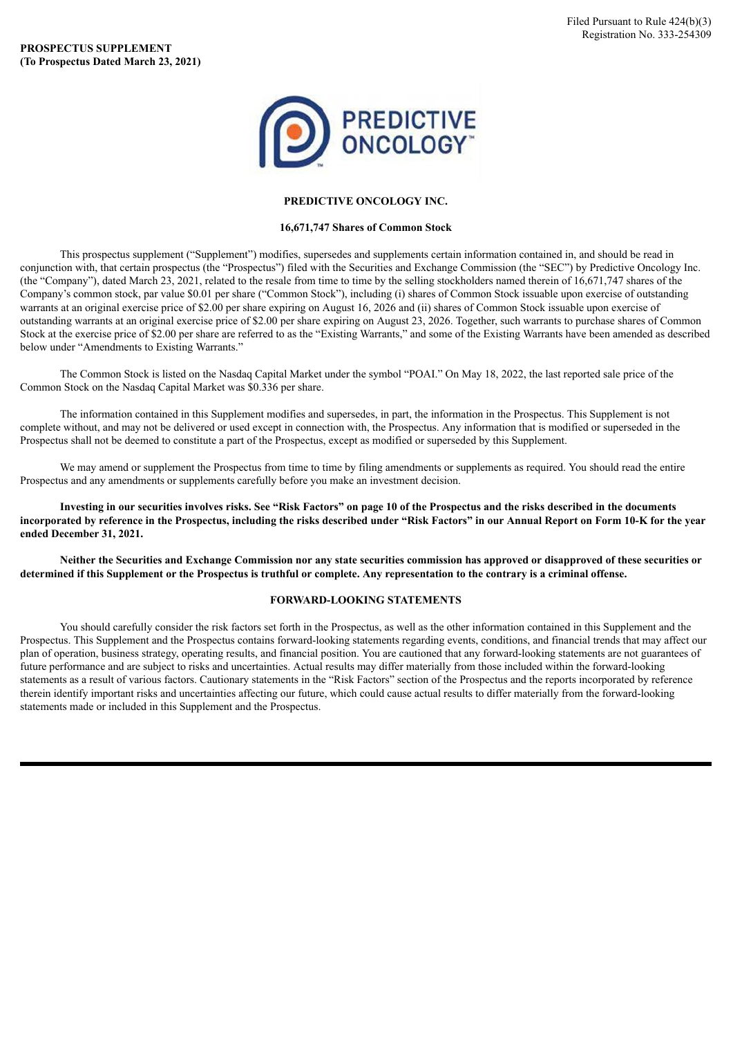Filed Pursuant to Rule 424(b)(3)
Registration No. 333-254309

**PROSPECTUS SUPPLEMENT**
**(To Prospectus Dated March 23, 2021)**

**PREDICTIVE ONCOLOGY INC.**

**16,671,747 Shares of Common Stock**

This prospectus supplement ("Supplement") modifies, supersedes and supplements certain information contained in, and should be read in conjunction with, that certain prospectus (the "Prospectus") filed with the Securities and Exchange Commission (the "SEC") by Predictive Oncology Inc. (the "Company"), dated March 23, 2021, related to the resale from time to time by the selling stockholders named therein of 16,671,747 shares of the Company's common stock, par value $0.01 per share ("Common Stock"), including (i) shares of Common Stock issuable upon exercise of outstanding warrants at an original exercise price of $2.00 per share expiring on August 16, 2026 and (ii) shares of Common Stock issuable upon exercise of outstanding warrants at an original exercise price of $2.00 per share expiring on August 23, 2026. Together, such warrants to purchase shares of Common Stock at the exercise price of $2.00 per share are referred to as the "Existing Warrants," and some of the Existing Warrants have been amended as described below under "Amendments to Existing Warrants."

The Common Stock is listed on the Nasdaq Capital Market under the symbol "POAI." On May 18, 2022, the last reported sale price of the Common Stock on the Nasdaq Capital Market was $0.336 per share.

The information contained in this Supplement modifies and supersedes, in part, the information in the Prospectus. This Supplement is not complete without, and may not be delivered or used except in connection with, the Prospectus. Any information that is modified or superseded in the Prospectus shall not be deemed to constitute a part of the Prospectus, except as modified or superseded by this Supplement.

We may amend or supplement the Prospectus from time to time by filing amendments or supplements as required. You should read the entire Prospectus and any amendments or supplements carefully before you make an investment decision.

**Investing in our securities involves risks. See "Risk Factors" on page 10 of the Prospectus and the risks described in the documents incorporated by reference in the Prospectus, including the risks described under "Risk Factors" in our Annual Report on Form 10-K for the year ended December 31, 2021.**

**Neither the Securities and Exchange Commission nor any state securities commission has approved or disapproved of these securities or determined if this Supplement or the Prospectus is truthful or complete. Any representation to the contrary is a criminal offense.**

## FORWARD-LOOKING STATEMENTS

You should carefully consider the risk factors set forth in the Prospectus, as well as the other information contained in this Supplement and the Prospectus. This Supplement and the Prospectus contains forward-looking statements regarding events, conditions, and financial trends that may affect our plan of operation, business strategy, operating results, and financial position. You are cautioned that any forward-looking statements are not guarantees of future performance and are subject to risks and uncertainties. Actual results may differ materially from those included within the forward-looking statements as a result of various factors. Cautionary statements in the "Risk Factors" section of the Prospectus and the reports incorporated by reference therein identify important risks and uncertainties affecting our future, which could cause actual results to differ materially from the forward-looking statements made or included in this Supplement and the Prospectus.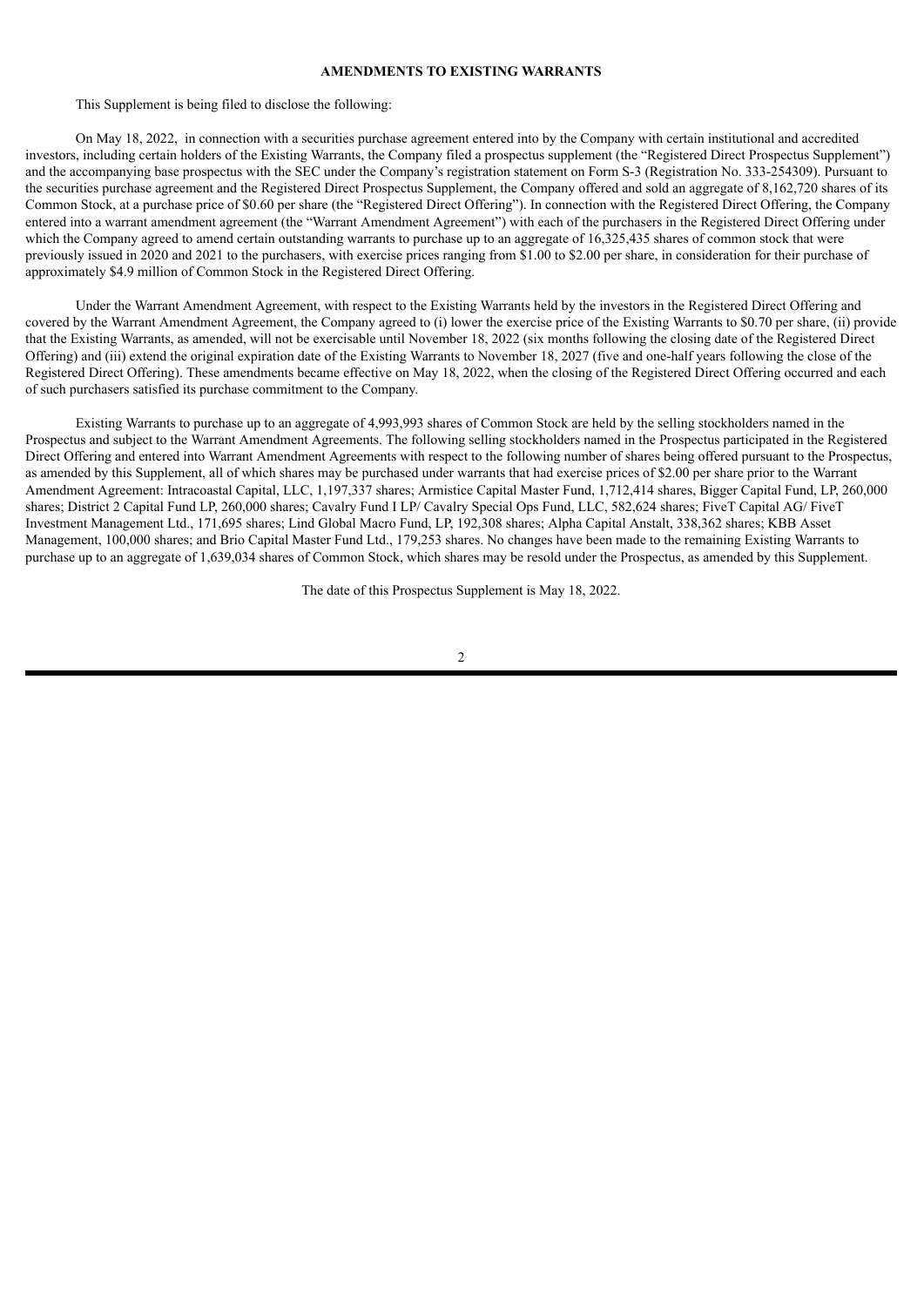## AMENDMENTS TO EXISTING WARRANTS

This Supplement is being filed to disclose the following:

On May 18, 2022, in connection with a securities purchase agreement entered into by the Company with certain institutional and accredited investors, including certain holders of the Existing Warrants, the Company filed a prospectus supplement (the "Registered Direct Prospectus Supplement") and the accompanying base prospectus with the SEC under the Company's registration statement on Form S-3 (Registration No. 333-254309). Pursuant to the securities purchase agreement and the Registered Direct Prospectus Supplement, the Company offered and sold an aggregate of 8,162,720 shares of its Common Stock, at a purchase price of $0.60 per share (the "Registered Direct Offering"). In connection with the Registered Direct Offering, the Company entered into a warrant amendment agreement (the "Warrant Amendment Agreement") with each of the purchasers in the Registered Direct Offering under which the Company agreed to amend certain outstanding warrants to purchase up to an aggregate of 16,325,435 shares of common stock that were previously issued in 2020 and 2021 to the purchasers, with exercise prices ranging from $1.00 to $2.00 per share, in consideration for their purchase of approximately $4.9 million of Common Stock in the Registered Direct Offering.

Under the Warrant Amendment Agreement, with respect to the Existing Warrants held by the investors in the Registered Direct Offering and covered by the Warrant Amendment Agreement, the Company agreed to (i) lower the exercise price of the Existing Warrants to $0.70 per share, (ii) provide that the Existing Warrants, as amended, will not be exercisable until November 18, 2022 (six months following the closing date of the Registered Direct Offering) and (iii) extend the original expiration date of the Existing Warrants to November 18, 2027 (five and one-half years following the close of the Registered Direct Offering). These amendments became effective on May 18, 2022, when the closing of the Registered Direct Offering occurred and each of such purchasers satisfied its purchase commitment to the Company.

Existing Warrants to purchase up to an aggregate of 4,993,993 shares of Common Stock are held by the selling stockholders named in the Prospectus and subject to the Warrant Amendment Agreements. The following selling stockholders named in the Prospectus participated in the Registered Direct Offering and entered into Warrant Amendment Agreements with respect to the following number of shares being offered pursuant to the Prospectus, as amended by this Supplement, all of which shares may be purchased under warrants that had exercise prices of $2.00 per share prior to the Warrant Amendment Agreement: Intracoastal Capital, LLC, 1,197,337 shares; Armistice Capital Master Fund, 1,712,414 shares, Bigger Capital Fund, LP, 260,000 shares; District 2 Capital Fund LP, 260,000 shares; Cavalry Fund I LP/ Cavalry Special Ops Fund, LLC, 582,624 shares; FiveT Capital AG/ FiveT Investment Management Ltd., 171,695 shares; Lind Global Macro Fund, LP, 192,308 shares; Alpha Capital Anstalt, 338,362 shares; KBB Asset Management, 100,000 shares; and Brio Capital Master Fund Ltd., 179,253 shares. No changes have been made to the remaining Existing Warrants to purchase up to an aggregate of 1,639,034 shares of Common Stock, which shares may be resold under the Prospectus, as amended by this Supplement.

The date of this Prospectus Supplement is May 18, 2022.